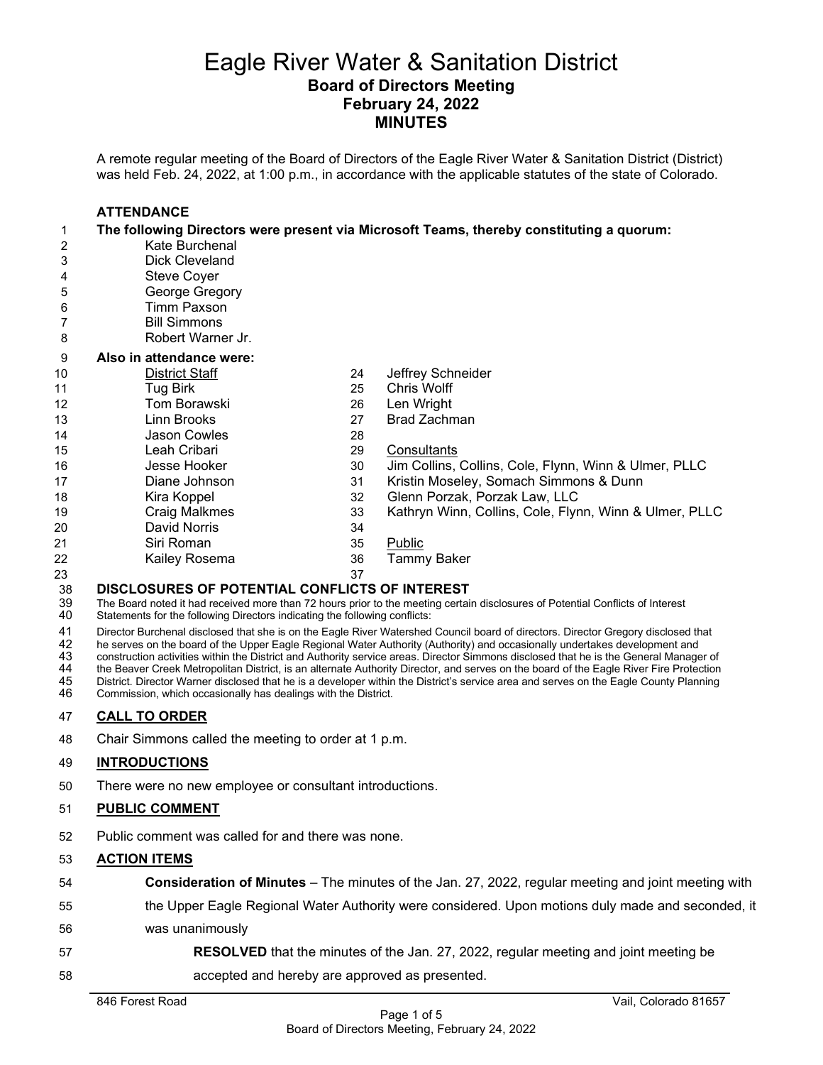# Eagle River Water & Sanitation District

## Board of Directors Meeting
## February 24, 2022
## MINUTES

A remote regular meeting of the Board of Directors of the Eagle River Water & Sanitation District (District) was held Feb. 24, 2022, at 1:00 p.m., in accordance with the applicable statutes of the state of Colorado.

**ATTENDANCE**

**The following Directors were present via Microsoft Teams, thereby constituting a quorum:**

Kate Burchenal
Dick Cleveland
Steve Coyer
George Gregory
Timm Paxson
Bill Simmons
Robert Warner Jr.

**Also in attendance were:**

District Staff
Tug Birk
Tom Borawski
Linn Brooks
Jason Cowles
Leah Cribari
Jesse Hooker
Diane Johnson
Kira Koppel
Craig Malkmes
David Norris
Siri Roman
Kailey Rosema
Jeffrey Schneider
Chris Wolff
Len Wright
Brad Zachman

Consultants
Jim Collins, Collins, Cole, Flynn, Winn & Ulmer, PLLC
Kristin Moseley, Somach Simmons & Dunn
Glenn Porzak, Porzak Law, LLC
Kathryn Winn, Collins, Cole, Flynn, Winn & Ulmer, PLLC

Public
Tammy Baker

**DISCLOSURES OF POTENTIAL CONFLICTS OF INTEREST**

The Board noted it had received more than 72 hours prior to the meeting certain disclosures of Potential Conflicts of Interest Statements for the following Directors indicating the following conflicts:

Director Burchenal disclosed that she is on the Eagle River Watershed Council board of directors. Director Gregory disclosed that he serves on the board of the Upper Eagle Regional Water Authority (Authority) and occasionally undertakes development and construction activities within the District and Authority service areas. Director Simmons disclosed that he is the General Manager of the Beaver Creek Metropolitan District, is an alternate Authority Director, and serves on the board of the Eagle River Fire Protection District. Director Warner disclosed that he is a developer within the District's service area and serves on the Eagle County Planning Commission, which occasionally has dealings with the District.

**CALL TO ORDER**

Chair Simmons called the meeting to order at 1 p.m.

**INTRODUCTIONS**

There were no new employee or consultant introductions.

**PUBLIC COMMENT**

Public comment was called for and there was none.

**ACTION ITEMS**

**Consideration of Minutes** – The minutes of the Jan. 27, 2022, regular meeting and joint meeting with the Upper Eagle Regional Water Authority were considered. Upon motions duly made and seconded, it was unanimously

**RESOLVED** that the minutes of the Jan. 27, 2022, regular meeting and joint meeting be accepted and hereby are approved as presented.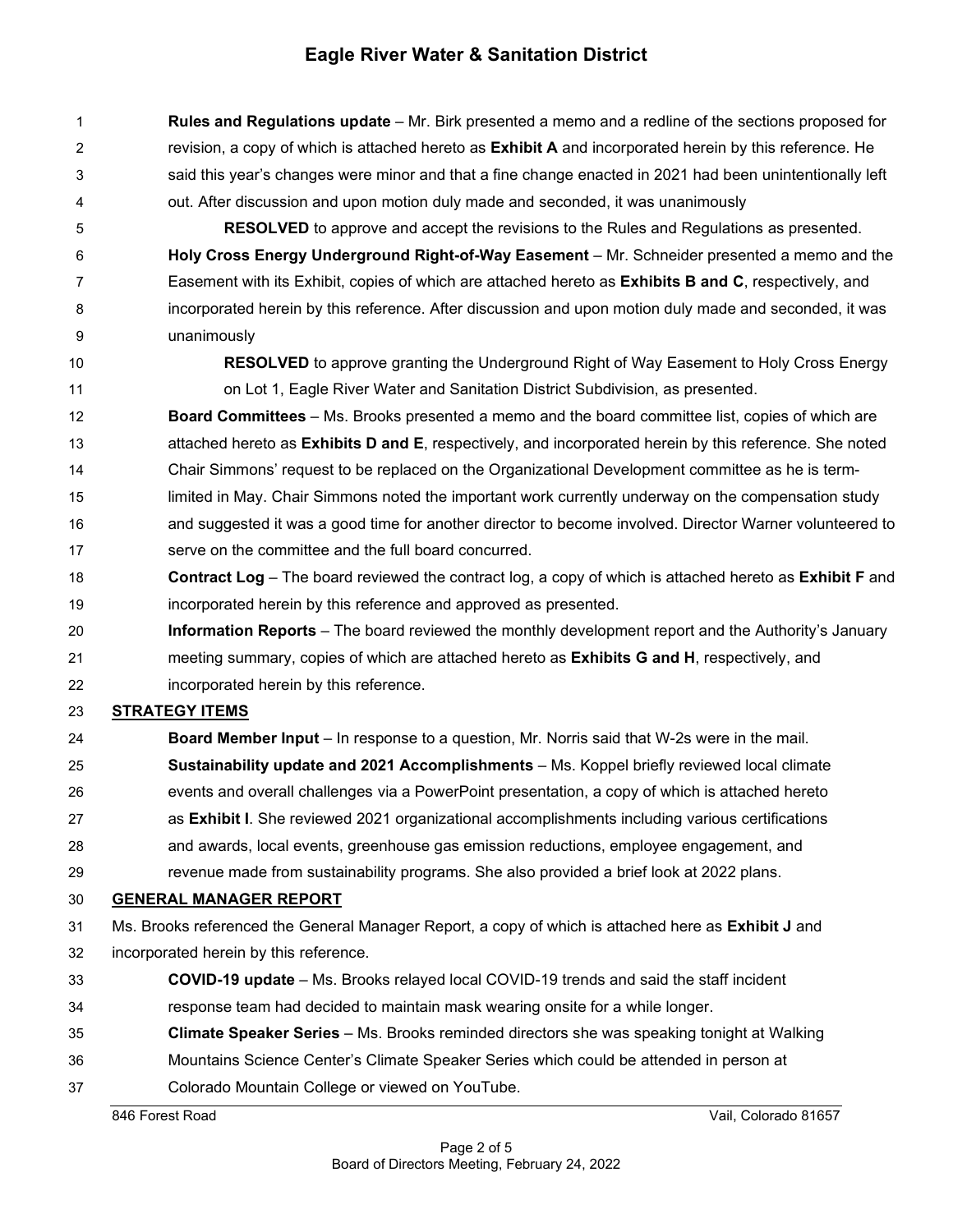**Rules and Regulations update** – Mr. Birk presented a memo and a redline of the sections proposed for revision, a copy of which is attached hereto as **Exhibit A** and incorporated herein by this reference. He said this year's changes were minor and that a fine change enacted in 2021 had been unintentionally left out. After discussion and upon motion duly made and seconded, it was unanimously

**RESOLVED** to approve and accept the revisions to the Rules and Regulations as presented.

**Holy Cross Energy Underground Right-of-Way Easement** – Mr. Schneider presented a memo and the Easement with its Exhibit, copies of which are attached hereto as **Exhibits B and C**, respectively, and incorporated herein by this reference. After discussion and upon motion duly made and seconded, it was unanimously

**RESOLVED** to approve granting the Underground Right of Way Easement to Holy Cross Energy on Lot 1, Eagle River Water and Sanitation District Subdivision, as presented.

**Board Committees** – Ms. Brooks presented a memo and the board committee list, copies of which are attached hereto as **Exhibits D and E**, respectively, and incorporated herein by this reference. She noted Chair Simmons' request to be replaced on the Organizational Development committee as he is term-limited in May. Chair Simmons noted the important work currently underway on the compensation study and suggested it was a good time for another director to become involved. Director Warner volunteered to serve on the committee and the full board concurred.

**Contract Log** – The board reviewed the contract log, a copy of which is attached hereto as **Exhibit F** and incorporated herein by this reference and approved as presented.

**Information Reports** – The board reviewed the monthly development report and the Authority's January meeting summary, copies of which are attached hereto as **Exhibits G and H**, respectively, and incorporated herein by this reference.

## STRATEGY ITEMS

**Board Member Input** – In response to a question, Mr. Norris said that W-2s were in the mail.

**Sustainability update and 2021 Accomplishments** – Ms. Koppel briefly reviewed local climate events and overall challenges via a PowerPoint presentation, a copy of which is attached hereto as **Exhibit I**. She reviewed 2021 organizational accomplishments including various certifications and awards, local events, greenhouse gas emission reductions, employee engagement, and revenue made from sustainability programs. She also provided a brief look at 2022 plans.

## GENERAL MANAGER REPORT

Ms. Brooks referenced the General Manager Report, a copy of which is attached here as **Exhibit J** and incorporated herein by this reference.

**COVID-19 update** – Ms. Brooks relayed local COVID-19 trends and said the staff incident response team had decided to maintain mask wearing onsite for a while longer.

**Climate Speaker Series** – Ms. Brooks reminded directors she was speaking tonight at Walking Mountains Science Center's Climate Speaker Series which could be attended in person at Colorado Mountain College or viewed on YouTube.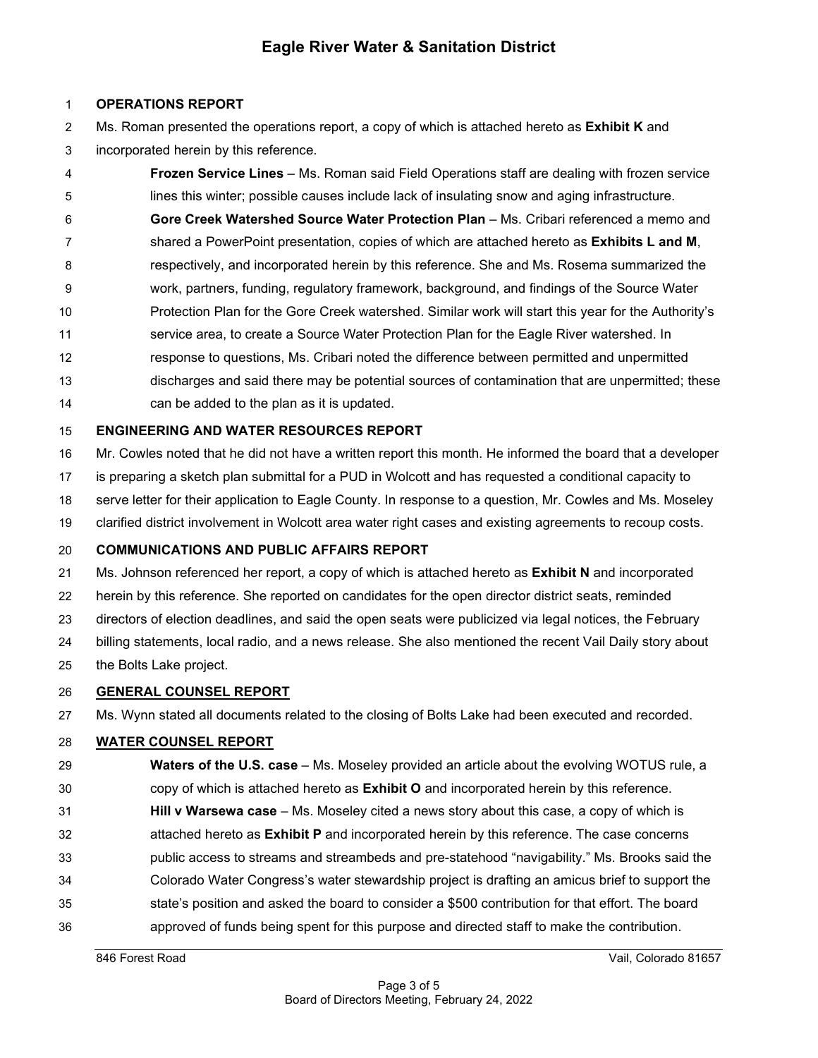**OPERATIONS REPORT**

Ms. Roman presented the operations report, a copy of which is attached hereto as **Exhibit K** and incorporated herein by this reference.

> **Frozen Service Lines** – Ms. Roman said Field Operations staff are dealing with frozen service lines this winter; possible causes include lack of insulating snow and aging infrastructure.
>
> **Gore Creek Watershed Source Water Protection Plan** – Ms. Cribari referenced a memo and shared a PowerPoint presentation, copies of which are attached hereto as **Exhibits L and M**, respectively, and incorporated herein by this reference. She and Ms. Rosema summarized the work, partners, funding, regulatory framework, background, and findings of the Source Water Protection Plan for the Gore Creek watershed. Similar work will start this year for the Authority's service area, to create a Source Water Protection Plan for the Eagle River watershed. In response to questions, Ms. Cribari noted the difference between permitted and unpermitted discharges and said there may be potential sources of contamination that are unpermitted; these can be added to the plan as it is updated.

**ENGINEERING AND WATER RESOURCES REPORT**

Mr. Cowles noted that he did not have a written report this month. He informed the board that a developer is preparing a sketch plan submittal for a PUD in Wolcott and has requested a conditional capacity to serve letter for their application to Eagle County. In response to a question, Mr. Cowles and Ms. Moseley clarified district involvement in Wolcott area water right cases and existing agreements to recoup costs.

**COMMUNICATIONS AND PUBLIC AFFAIRS REPORT**

Ms. Johnson referenced her report, a copy of which is attached hereto as **Exhibit N** and incorporated herein by this reference. She reported on candidates for the open director district seats, reminded directors of election deadlines, and said the open seats were publicized via legal notices, the February billing statements, local radio, and a news release. She also mentioned the recent Vail Daily story about the Bolts Lake project.

**GENERAL COUNSEL REPORT**

Ms. Wynn stated all documents related to the closing of Bolts Lake had been executed and recorded.

**WATER COUNSEL REPORT**

> **Waters of the U.S. case** – Ms. Moseley provided an article about the evolving WOTUS rule, a copy of which is attached hereto as **Exhibit O** and incorporated herein by this reference.
>
> **Hill v Warsewa case** – Ms. Moseley cited a news story about this case, a copy of which is attached hereto as **Exhibit P** and incorporated herein by this reference. The case concerns public access to streams and streambeds and pre-statehood "navigability." Ms. Brooks said the Colorado Water Congress's water stewardship project is drafting an amicus brief to support the state's position and asked the board to consider a $500 contribution for that effort. The board approved of funds being spent for this purpose and directed staff to make the contribution.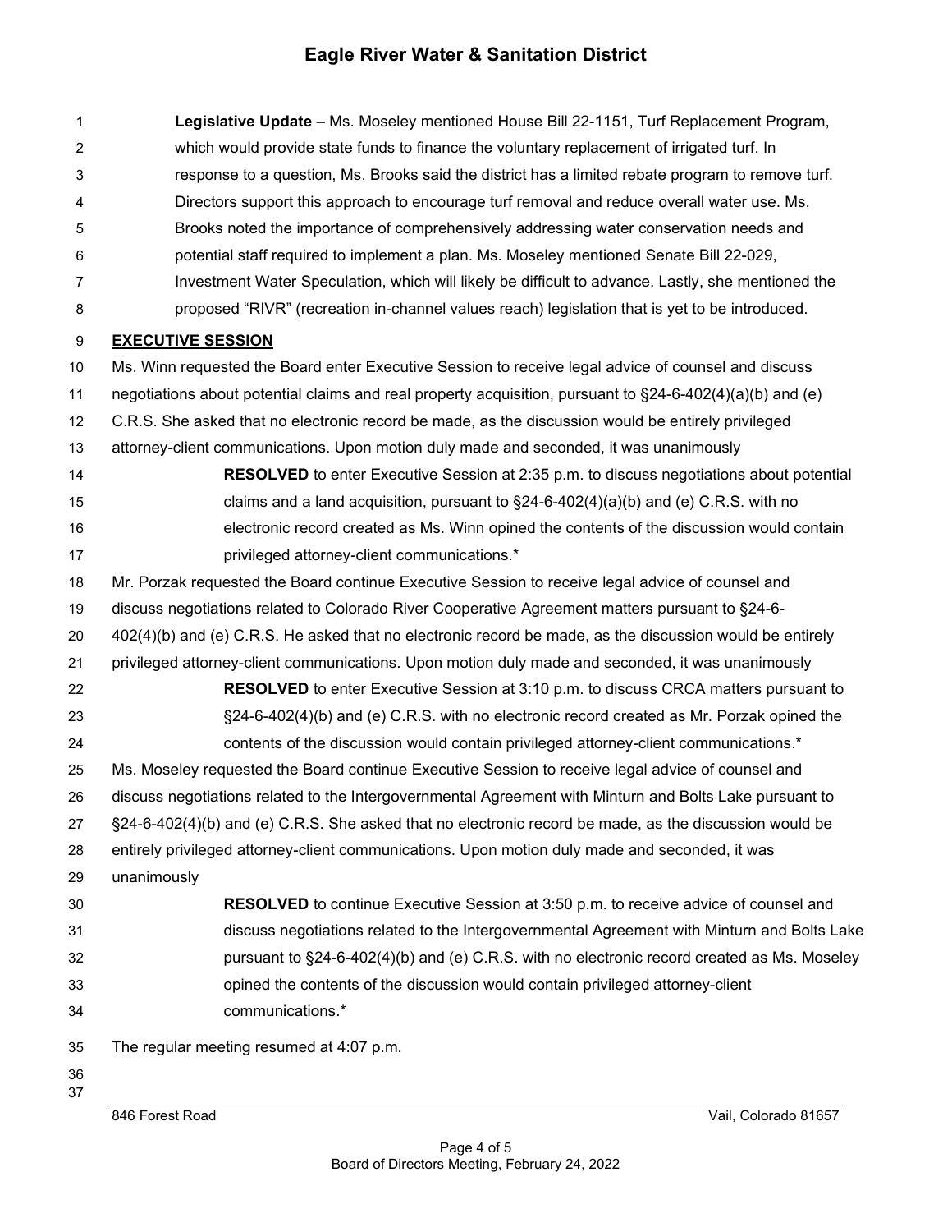**Legislative Update** – Ms. Moseley mentioned House Bill 22-1151, Turf Replacement Program, which would provide state funds to finance the voluntary replacement of irrigated turf. In response to a question, Ms. Brooks said the district has a limited rebate program to remove turf. Directors support this approach to encourage turf removal and reduce overall water use. Ms. Brooks noted the importance of comprehensively addressing water conservation needs and potential staff required to implement a plan. Ms. Moseley mentioned Senate Bill 22-029, Investment Water Speculation, which will likely be difficult to advance. Lastly, she mentioned the proposed "RIVR" (recreation in-channel values reach) legislation that is yet to be introduced.

## EXECUTIVE SESSION

Ms. Winn requested the Board enter Executive Session to receive legal advice of counsel and discuss negotiations about potential claims and real property acquisition, pursuant to §24-6-402(4)(a)(b) and (e) C.R.S. She asked that no electronic record be made, as the discussion would be entirely privileged attorney-client communications. Upon motion duly made and seconded, it was unanimously

> **RESOLVED** to enter Executive Session at 2:35 p.m. to discuss negotiations about potential claims and a land acquisition, pursuant to §24-6-402(4)(a)(b) and (e) C.R.S. with no electronic record created as Ms. Winn opined the contents of the discussion would contain privileged attorney-client communications.*

Mr. Porzak requested the Board continue Executive Session to receive legal advice of counsel and discuss negotiations related to Colorado River Cooperative Agreement matters pursuant to §24-6-402(4)(b) and (e) C.R.S. He asked that no electronic record be made, as the discussion would be entirely privileged attorney-client communications. Upon motion duly made and seconded, it was unanimously

> **RESOLVED** to enter Executive Session at 3:10 p.m. to discuss CRCA matters pursuant to §24-6-402(4)(b) and (e) C.R.S. with no electronic record created as Mr. Porzak opined the contents of the discussion would contain privileged attorney-client communications.*

Ms. Moseley requested the Board continue Executive Session to receive legal advice of counsel and discuss negotiations related to the Intergovernmental Agreement with Minturn and Bolts Lake pursuant to §24-6-402(4)(b) and (e) C.R.S. She asked that no electronic record be made, as the discussion would be entirely privileged attorney-client communications. Upon motion duly made and seconded, it was unanimously

> **RESOLVED** to continue Executive Session at 3:50 p.m. to receive advice of counsel and discuss negotiations related to the Intergovernmental Agreement with Minturn and Bolts Lake pursuant to §24-6-402(4)(b) and (e) C.R.S. with no electronic record created as Ms. Moseley opined the contents of the discussion would contain privileged attorney-client communications.*

The regular meeting resumed at 4:07 p.m.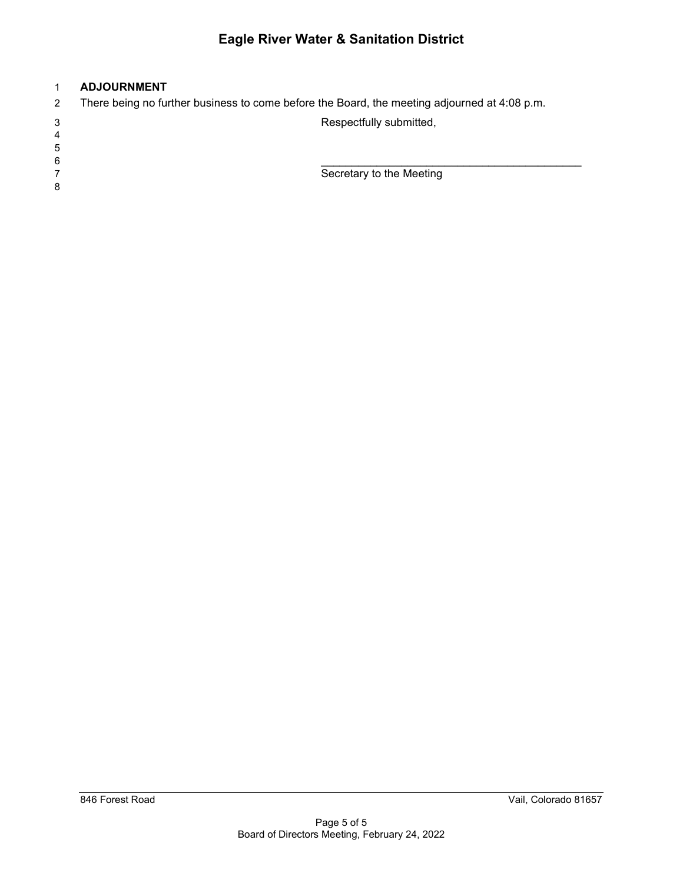**ADJOURNMENT**

There being no further business to come before the Board, the meeting adjourned at 4:08 p.m.

Respectfully submitted,

\_\_\_\_\_\_\_\_\_\_\_\_\_\_\_\_\_\_\_\_\_\_\_\_\_\_\_\_\_\_\_\_\_\_\_\_\_\_\_\_\_\_\_

Secretary to the Meeting